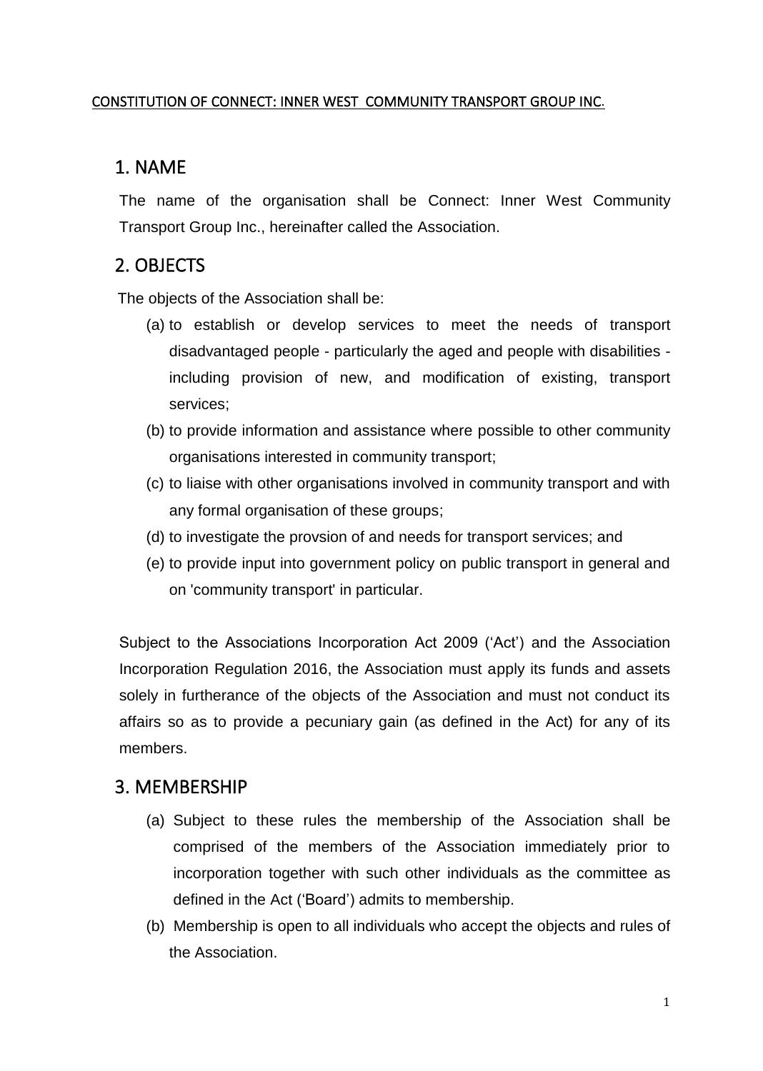# CONSTITUTION OF CONNECT: INNER WEST COMMUNITY TRANSPORT GROUP INC.

## 1. NAME

The name of the organisation shall be Connect: Inner West Community Transport Group Inc., hereinafter called the Association.

## 2. OBJECTS

The objects of the Association shall be:

(a) to establish or develop services to meet the needs of transport disadvantaged people - particularly the aged and people with disabilities - including provision of new, and modification of existing, transport services;

(b) to provide information and assistance where possible to other community organisations interested in community transport;

(c) to liaise with other organisations involved in community transport and with any formal organisation of these groups;

(d) to investigate the provsion of and needs for transport services; and

(e) to provide input into government policy on public transport in general and on 'community transport' in particular.

Subject to the Associations Incorporation Act 2009 ('Act') and the Association Incorporation Regulation 2016, the Association must apply its funds and assets solely in furtherance of the objects of the Association and must not conduct its affairs so as to provide a pecuniary gain (as defined in the Act) for any of its members.

## 3. MEMBERSHIP

(a) Subject to these rules the membership of the Association shall be comprised of the members of the Association immediately prior to incorporation together with such other individuals as the committee as defined in the Act ('Board') admits to membership.

(b) Membership is open to all individuals who accept the objects and rules of the Association.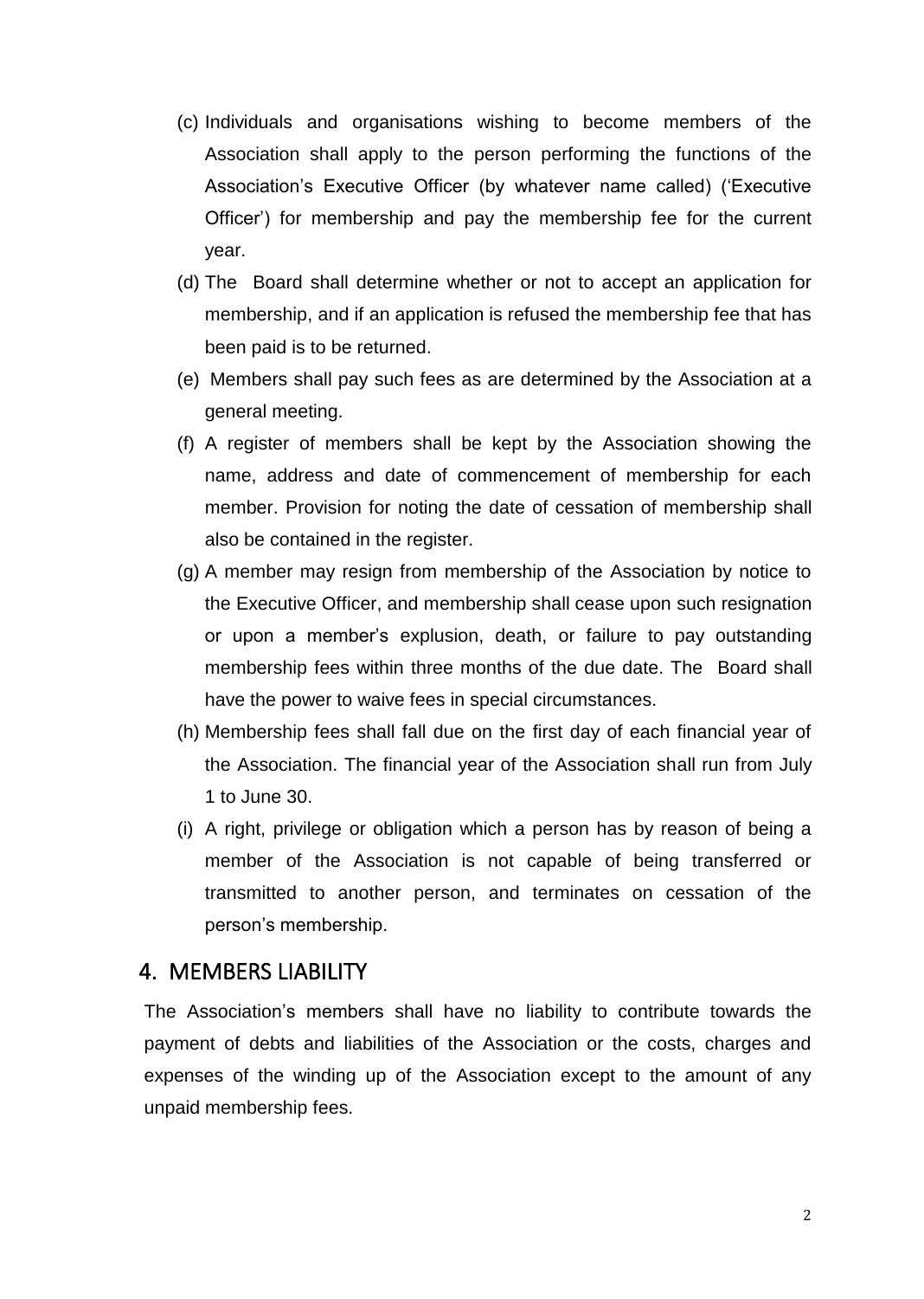(c) Individuals and organisations wishing to become members of the Association shall apply to the person performing the functions of the Association's Executive Officer (by whatever name called) ('Executive Officer') for membership and pay the membership fee for the current year.

(d) The Board shall determine whether or not to accept an application for membership, and if an application is refused the membership fee that has been paid is to be returned.

(e) Members shall pay such fees as are determined by the Association at a general meeting.

(f) A register of members shall be kept by the Association showing the name, address and date of commencement of membership for each member. Provision for noting the date of cessation of membership shall also be contained in the register.

(g) A member may resign from membership of the Association by notice to the Executive Officer, and membership shall cease upon such resignation or upon a member's expulsion, death, or failure to pay outstanding membership fees within three months of the due date. The Board shall have the power to waive fees in special circumstances.

(h) Membership fees shall fall due on the first day of each financial year of the Association. The financial year of the Association shall run from July 1 to June 30.

(i) A right, privilege or obligation which a person has by reason of being a member of the Association is not capable of being transferred or transmitted to another person, and terminates on cessation of the person's membership.

## 4. MEMBERS LIABILITY

The Association's members shall have no liability to contribute towards the payment of debts and liabilities of the Association or the costs, charges and expenses of the winding up of the Association except to the amount of any unpaid membership fees.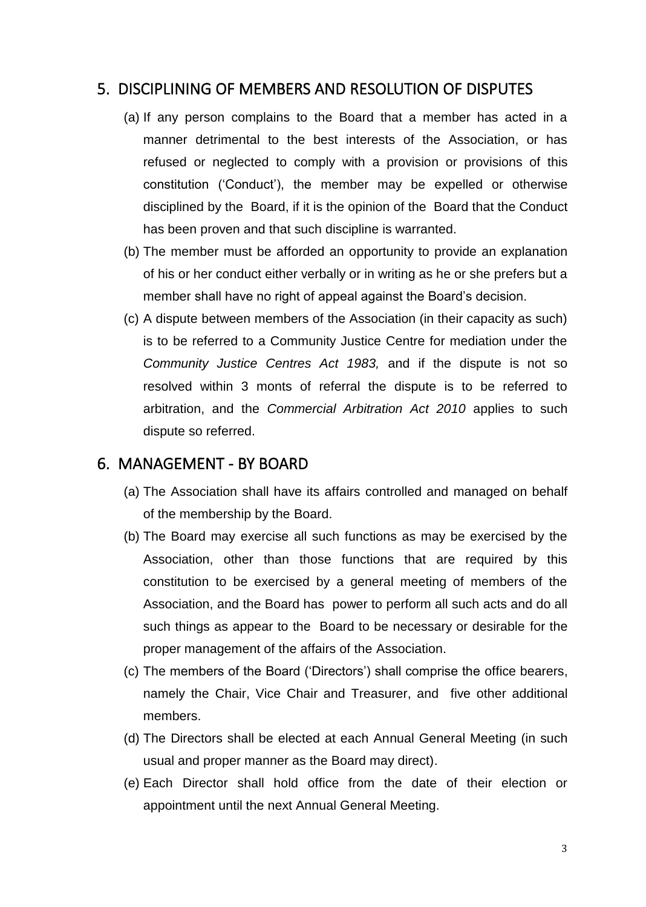## 5. DISCIPLINING OF MEMBERS AND RESOLUTION OF DISPUTES

(a) If any person complains to the Board that a member has acted in a manner detrimental to the best interests of the Association, or has refused or neglected to comply with a provision or provisions of this constitution ('Conduct'), the member may be expelled or otherwise disciplined by the Board, if it is the opinion of the Board that the Conduct has been proven and that such discipline is warranted.

(b) The member must be afforded an opportunity to provide an explanation of his or her conduct either verbally or in writing as he or she prefers but a member shall have no right of appeal against the Board's decision.

(c) A dispute between members of the Association (in their capacity as such) is to be referred to a Community Justice Centre for mediation under the *Community Justice Centres Act 1983,* and if the dispute is not so resolved within 3 monts of referral the dispute is to be referred to arbitration, and the *Commercial Arbitration Act 2010* applies to such dispute so referred.

## 6. MANAGEMENT - BY BOARD

(a) The Association shall have its affairs controlled and managed on behalf of the membership by the Board.

(b) The Board may exercise all such functions as may be exercised by the Association, other than those functions that are required by this constitution to be exercised by a general meeting of members of the Association, and the Board has power to perform all such acts and do all such things as appear to the Board to be necessary or desirable for the proper management of the affairs of the Association.

(c) The members of the Board ('Directors') shall comprise the office bearers, namely the Chair, Vice Chair and Treasurer, and five other additional members.

(d) The Directors shall be elected at each Annual General Meeting (in such usual and proper manner as the Board may direct).

(e) Each Director shall hold office from the date of their election or appointment until the next Annual General Meeting.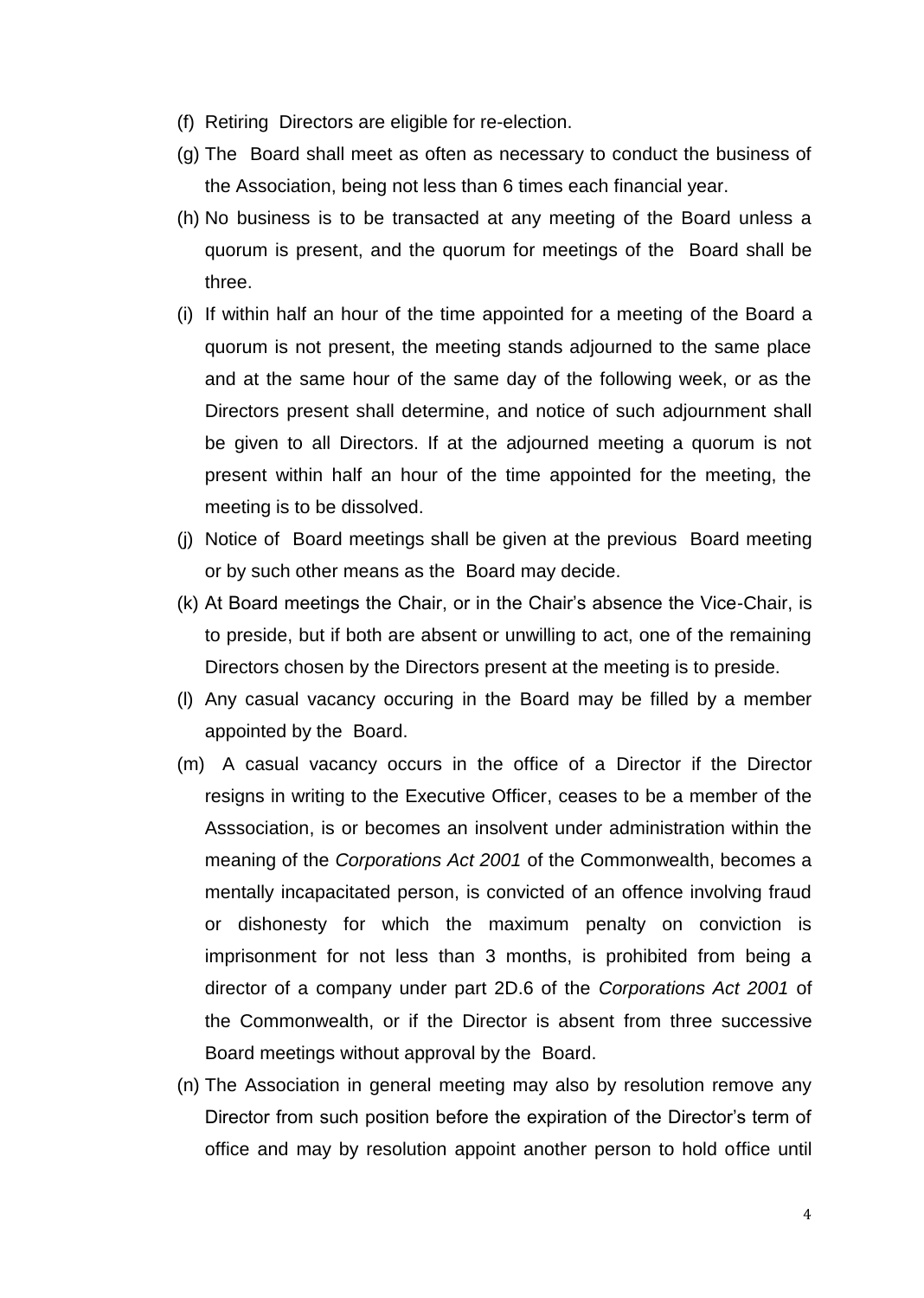(f) Retiring Directors are eligible for re-election.

(g) The Board shall meet as often as necessary to conduct the business of the Association, being not less than 6 times each financial year.

(h) No business is to be transacted at any meeting of the Board unless a quorum is present, and the quorum for meetings of the Board shall be three.

(i) If within half an hour of the time appointed for a meeting of the Board a quorum is not present, the meeting stands adjourned to the same place and at the same hour of the same day of the following week, or as the Directors present shall determine, and notice of such adjournment shall be given to all Directors. If at the adjourned meeting a quorum is not present within half an hour of the time appointed for the meeting, the meeting is to be dissolved.

(j) Notice of Board meetings shall be given at the previous Board meeting or by such other means as the Board may decide.

(k) At Board meetings the Chair, or in the Chair's absence the Vice-Chair, is to preside, but if both are absent or unwilling to act, one of the remaining Directors chosen by the Directors present at the meeting is to preside.

(l) Any casual vacancy occuring in the Board may be filled by a member appointed by the Board.

(m) A casual vacancy occurs in the office of a Director if the Director resigns in writing to the Executive Officer, ceases to be a member of the Asssociation, is or becomes an insolvent under administration within the meaning of the *Corporations Act 2001* of the Commonwealth, becomes a mentally incapacitated person, is convicted of an offence involving fraud or dishonesty for which the maximum penalty on conviction is imprisonment for not less than 3 months, is prohibited from being a director of a company under part 2D.6 of the *Corporations Act 2001* of the Commonwealth, or if the Director is absent from three successive Board meetings without approval by the Board.

(n) The Association in general meeting may also by resolution remove any Director from such position before the expiration of the Director's term of office and may by resolution appoint another person to hold office until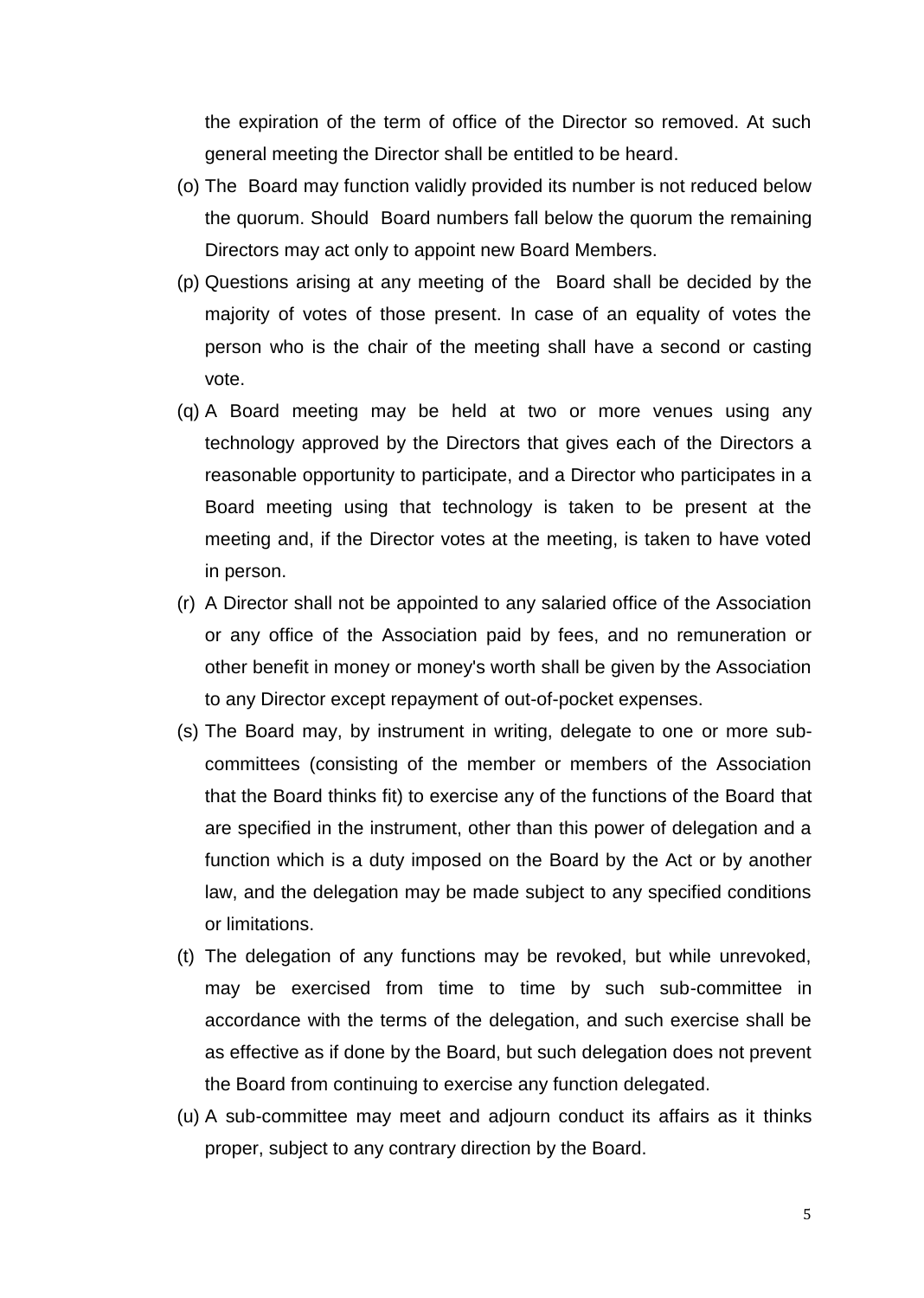the expiration of the term of office of the Director so removed. At such general meeting the Director shall be entitled to be heard.

(o) The Board may function validly provided its number is not reduced below the quorum. Should Board numbers fall below the quorum the remaining Directors may act only to appoint new Board Members.

(p) Questions arising at any meeting of the Board shall be decided by the majority of votes of those present. In case of an equality of votes the person who is the chair of the meeting shall have a second or casting vote.

(q) A Board meeting may be held at two or more venues using any technology approved by the Directors that gives each of the Directors a reasonable opportunity to participate, and a Director who participates in a Board meeting using that technology is taken to be present at the meeting and, if the Director votes at the meeting, is taken to have voted in person.

(r) A Director shall not be appointed to any salaried office of the Association or any office of the Association paid by fees, and no remuneration or other benefit in money or money's worth shall be given by the Association to any Director except repayment of out-of-pocket expenses.

(s) The Board may, by instrument in writing, delegate to one or more sub-committees (consisting of the member or members of the Association that the Board thinks fit) to exercise any of the functions of the Board that are specified in the instrument, other than this power of delegation and a function which is a duty imposed on the Board by the Act or by another law, and the delegation may be made subject to any specified conditions or limitations.

(t) The delegation of any functions may be revoked, but while unrevoked, may be exercised from time to time by such sub-committee in accordance with the terms of the delegation, and such exercise shall be as effective as if done by the Board, but such delegation does not prevent the Board from continuing to exercise any function delegated.

(u) A sub-committee may meet and adjourn conduct its affairs as it thinks proper, subject to any contrary direction by the Board.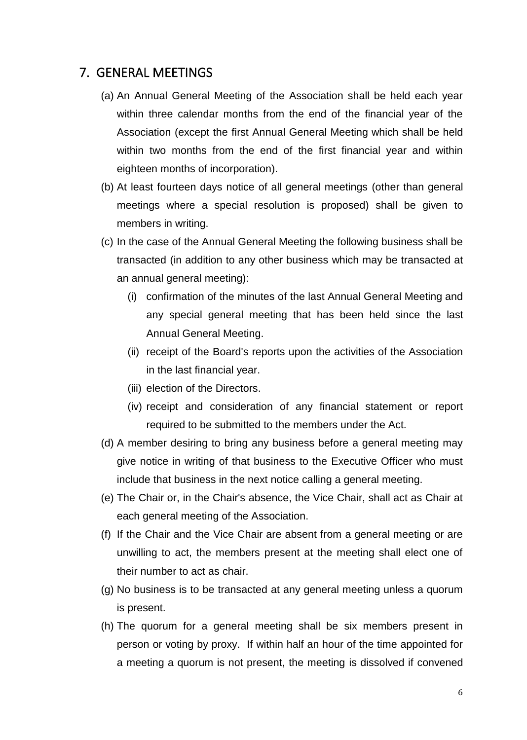## 7. GENERAL MEETINGS

(a) An Annual General Meeting of the Association shall be held each year within three calendar months from the end of the financial year of the Association (except the first Annual General Meeting which shall be held within two months from the end of the first financial year and within eighteen months of incorporation).

(b) At least fourteen days notice of all general meetings (other than general meetings where a special resolution is proposed) shall be given to members in writing.

(c) In the case of the Annual General Meeting the following business shall be transacted (in addition to any other business which may be transacted at an annual general meeting):

   (i) confirmation of the minutes of the last Annual General Meeting and any special general meeting that has been held since the last Annual General Meeting.

   (ii) receipt of the Board's reports upon the activities of the Association in the last financial year.

   (iii) election of the Directors.

   (iv) receipt and consideration of any financial statement or report required to be submitted to the members under the Act.

(d) A member desiring to bring any business before a general meeting may give notice in writing of that business to the Executive Officer who must include that business in the next notice calling a general meeting.

(e) The Chair or, in the Chair's absence, the Vice Chair, shall act as Chair at each general meeting of the Association.

(f) If the Chair and the Vice Chair are absent from a general meeting or are unwilling to act, the members present at the meeting shall elect one of their number to act as chair.

(g) No business is to be transacted at any general meeting unless a quorum is present.

(h) The quorum for a general meeting shall be six members present in person or voting by proxy. If within half an hour of the time appointed for a meeting a quorum is not present, the meeting is dissolved if convened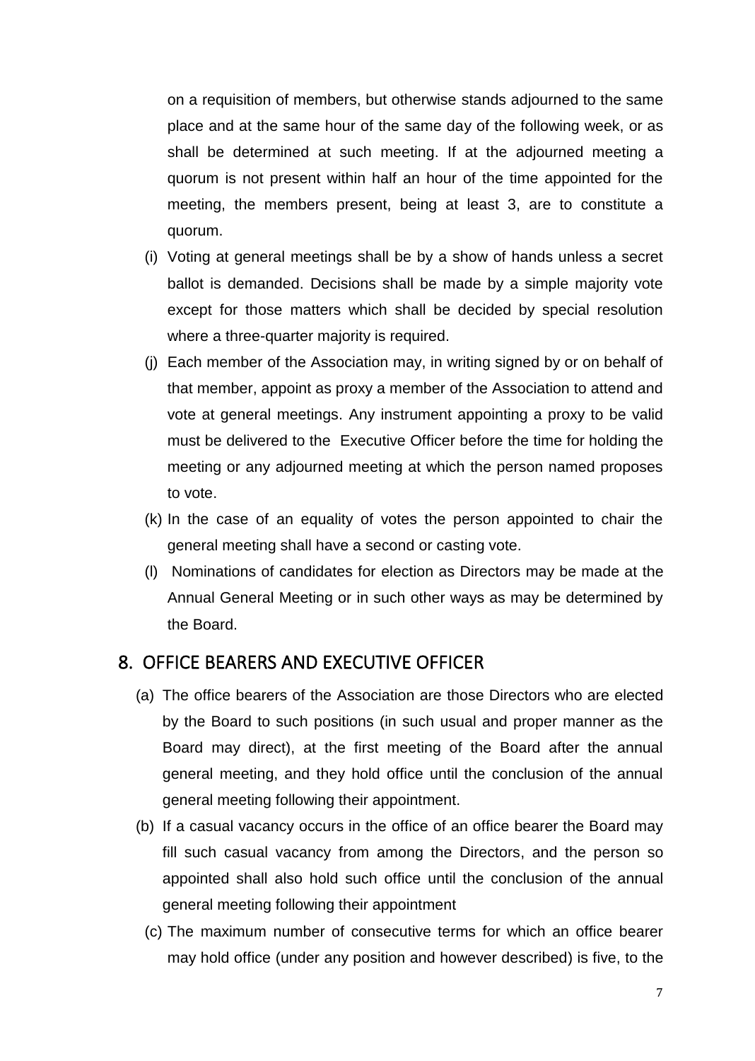on a requisition of members, but otherwise stands adjourned to the same place and at the same hour of the same day of the following week, or as shall be determined at such meeting. If at the adjourned meeting a quorum is not present within half an hour of the time appointed for the meeting, the members present, being at least 3, are to constitute a quorum.

(i) Voting at general meetings shall be by a show of hands unless a secret ballot is demanded. Decisions shall be made by a simple majority vote except for those matters which shall be decided by special resolution where a three-quarter majority is required.

(j) Each member of the Association may, in writing signed by or on behalf of that member, appoint as proxy a member of the Association to attend and vote at general meetings. Any instrument appointing a proxy to be valid must be delivered to the Executive Officer before the time for holding the meeting or any adjourned meeting at which the person named proposes to vote.

(k) In the case of an equality of votes the person appointed to chair the general meeting shall have a second or casting vote.

(l) Nominations of candidates for election as Directors may be made at the Annual General Meeting or in such other ways as may be determined by the Board.

## 8. OFFICE BEARERS AND EXECUTIVE OFFICER

(a) The office bearers of the Association are those Directors who are elected by the Board to such positions (in such usual and proper manner as the Board may direct), at the first meeting of the Board after the annual general meeting, and they hold office until the conclusion of the annual general meeting following their appointment.

(b) If a casual vacancy occurs in the office of an office bearer the Board may fill such casual vacancy from among the Directors, and the person so appointed shall also hold such office until the conclusion of the annual general meeting following their appointment

(c) The maximum number of consecutive terms for which an office bearer may hold office (under any position and however described) is five, to the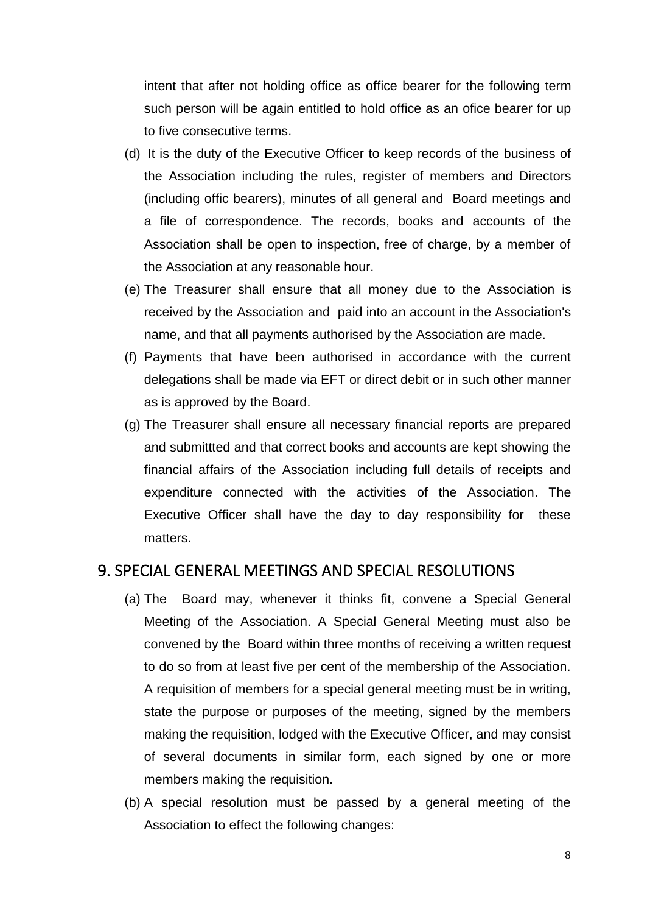intent that after not holding office as office bearer for the following term such person will be again entitled to hold office as an ofice bearer for up to five consecutive terms.

(d) It is the duty of the Executive Officer to keep records of the business of the Association including the rules, register of members and Directors (including offic bearers), minutes of all general and Board meetings and a file of correspondence. The records, books and accounts of the Association shall be open to inspection, free of charge, by a member of the Association at any reasonable hour.

(e) The Treasurer shall ensure that all money due to the Association is received by the Association and paid into an account in the Association's name, and that all payments authorised by the Association are made.

(f) Payments that have been authorised in accordance with the current delegations shall be made via EFT or direct debit or in such other manner as is approved by the Board.

(g) The Treasurer shall ensure all necessary financial reports are prepared and submittted and that correct books and accounts are kept showing the financial affairs of the Association including full details of receipts and expenditure connected with the activities of the Association. The Executive Officer shall have the day to day responsibility for these matters.

## 9. SPECIAL GENERAL MEETINGS AND SPECIAL RESOLUTIONS

(a) The Board may, whenever it thinks fit, convene a Special General Meeting of the Association. A Special General Meeting must also be convened by the Board within three months of receiving a written request to do so from at least five per cent of the membership of the Association. A requisition of members for a special general meeting must be in writing, state the purpose or purposes of the meeting, signed by the members making the requisition, lodged with the Executive Officer, and may consist of several documents in similar form, each signed by one or more members making the requisition.

(b) A special resolution must be passed by a general meeting of the Association to effect the following changes: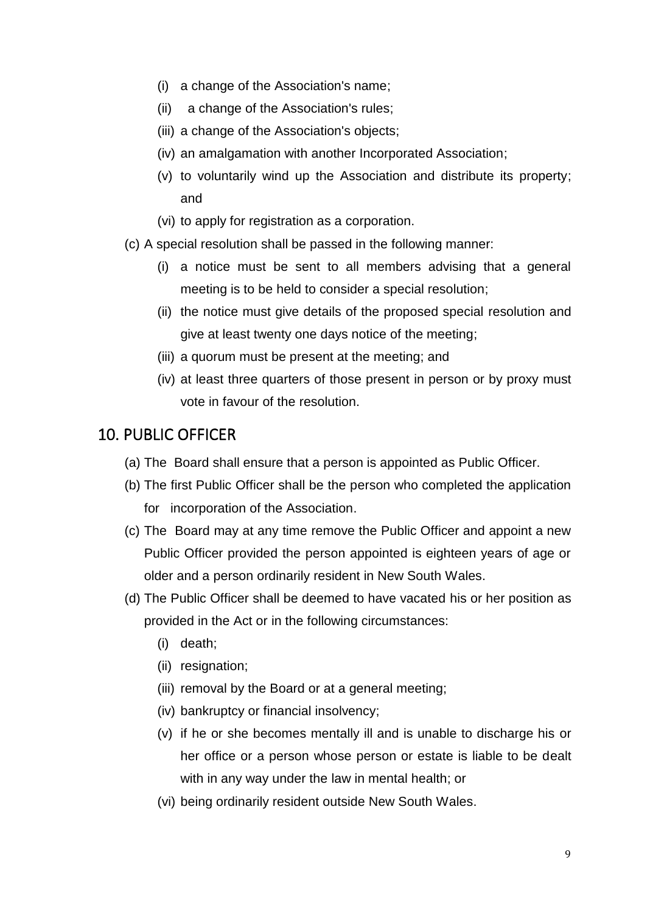- (i) a change of the Association's name;
- (ii) a change of the Association's rules;
- (iii) a change of the Association's objects;
- (iv) an amalgamation with another Incorporated Association;
- (v) to voluntarily wind up the Association and distribute its property; and
- (vi) to apply for registration as a corporation.

(c) A special resolution shall be passed in the following manner:

- (i) a notice must be sent to all members advising that a general meeting is to be held to consider a special resolution;
- (ii) the notice must give details of the proposed special resolution and give at least twenty one days notice of the meeting;
- (iii) a quorum must be present at the meeting; and
- (iv) at least three quarters of those present in person or by proxy must vote in favour of the resolution.

## 10. PUBLIC OFFICER

(a) The Board shall ensure that a person is appointed as Public Officer.

(b) The first Public Officer shall be the person who completed the application for incorporation of the Association.

(c) The Board may at any time remove the Public Officer and appoint a new Public Officer provided the person appointed is eighteen years of age or older and a person ordinarily resident in New South Wales.

(d) The Public Officer shall be deemed to have vacated his or her position as provided in the Act or in the following circumstances:

- (i) death;
- (ii) resignation;
- (iii) removal by the Board or at a general meeting;
- (iv) bankruptcy or financial insolvency;
- (v) if he or she becomes mentally ill and is unable to discharge his or her office or a person whose person or estate is liable to be dealt with in any way under the law in mental health; or
- (vi) being ordinarily resident outside New South Wales.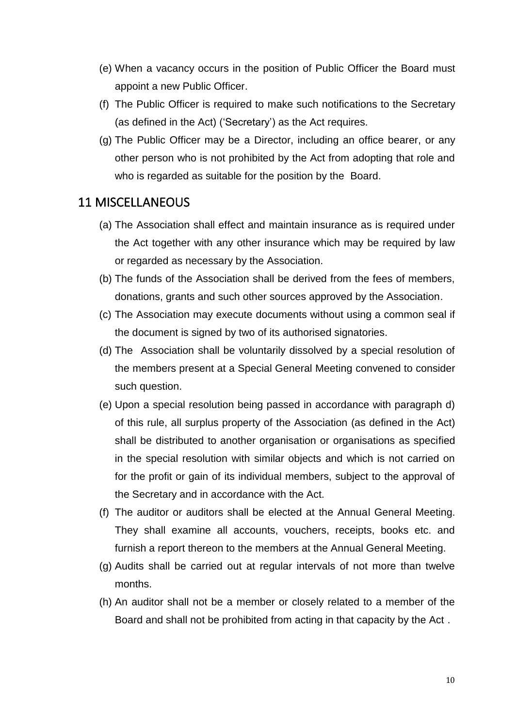(e) When a vacancy occurs in the position of Public Officer the Board must appoint a new Public Officer.

(f) The Public Officer is required to make such notifications to the Secretary (as defined in the Act) ('Secretary') as the Act requires.

(g) The Public Officer may be a Director, including an office bearer, or any other person who is not prohibited by the Act from adopting that role and who is regarded as suitable for the position by the Board.

## 11 MISCELLANEOUS

(a) The Association shall effect and maintain insurance as is required under the Act together with any other insurance which may be required by law or regarded as necessary by the Association.

(b) The funds of the Association shall be derived from the fees of members, donations, grants and such other sources approved by the Association.

(c) The Association may execute documents without using a common seal if the document is signed by two of its authorised signatories.

(d) The Association shall be voluntarily dissolved by a special resolution of the members present at a Special General Meeting convened to consider such question.

(e) Upon a special resolution being passed in accordance with paragraph d) of this rule, all surplus property of the Association (as defined in the Act) shall be distributed to another organisation or organisations as specified in the special resolution with similar objects and which is not carried on for the profit or gain of its individual members, subject to the approval of the Secretary and in accordance with the Act.

(f) The auditor or auditors shall be elected at the Annual General Meeting. They shall examine all accounts, vouchers, receipts, books etc. and furnish a report thereon to the members at the Annual General Meeting.

(g) Audits shall be carried out at regular intervals of not more than twelve months.

(h) An auditor shall not be a member or closely related to a member of the Board and shall not be prohibited from acting in that capacity by the Act .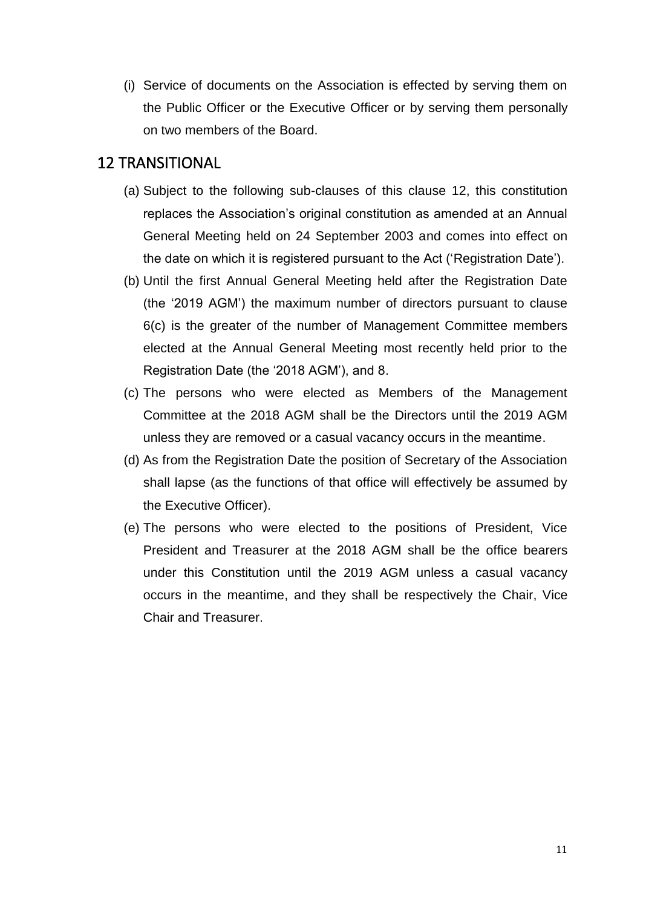(i) Service of documents on the Association is effected by serving them on the Public Officer or the Executive Officer or by serving them personally on two members of the Board.

## 12 TRANSITIONAL

(a) Subject to the following sub-clauses of this clause 12, this constitution replaces the Association's original constitution as amended at an Annual General Meeting held on 24 September 2003 and comes into effect on the date on which it is registered pursuant to the Act ('Registration Date').

(b) Until the first Annual General Meeting held after the Registration Date (the '2019 AGM') the maximum number of directors pursuant to clause 6(c) is the greater of the number of Management Committee members elected at the Annual General Meeting most recently held prior to the Registration Date (the '2018 AGM'), and 8.

(c) The persons who were elected as Members of the Management Committee at the 2018 AGM shall be the Directors until the 2019 AGM unless they are removed or a casual vacancy occurs in the meantime.

(d) As from the Registration Date the position of Secretary of the Association shall lapse (as the functions of that office will effectively be assumed by the Executive Officer).

(e) The persons who were elected to the positions of President, Vice President and Treasurer at the 2018 AGM shall be the office bearers under this Constitution until the 2019 AGM unless a casual vacancy occurs in the meantime, and they shall be respectively the Chair, Vice Chair and Treasurer.